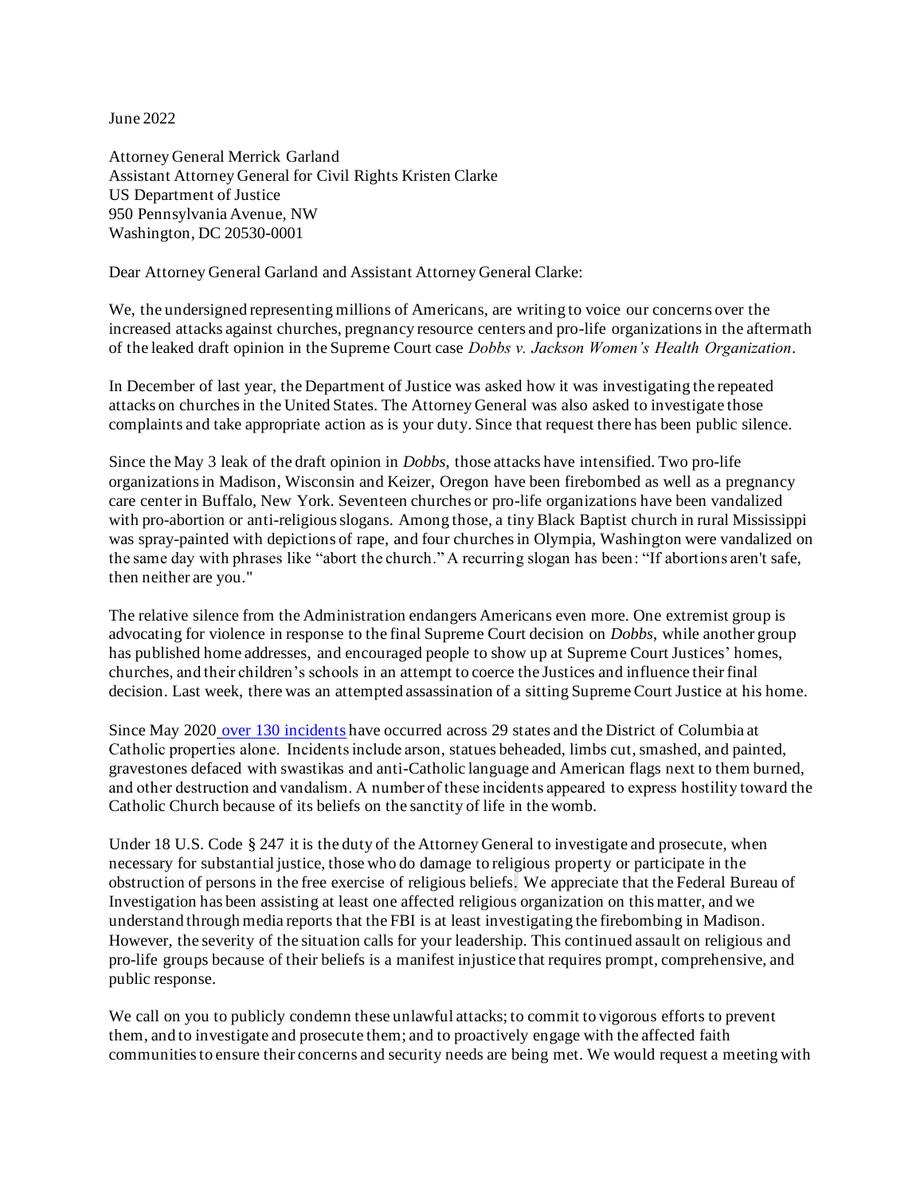June 2022

Attorney General Merrick Garland
Assistant Attorney General for Civil Rights Kristen Clarke
US Department of Justice
950 Pennsylvania Avenue, NW
Washington, DC 20530-0001

Dear Attorney General Garland and Assistant Attorney General Clarke:

We, the undersigned representing millions of Americans, are writing to voice our concerns over the increased attacks against churches, pregnancy resource centers and pro-life organizations in the aftermath of the leaked draft opinion in the Supreme Court case *Dobbs v. Jackson Women's Health Organization*.

In December of last year, the Department of Justice was asked how it was investigating the repeated attacks on churches in the United States. The Attorney General was also asked to investigate those complaints and take appropriate action as is your duty. Since that request there has been public silence.

Since the May 3 leak of the draft opinion in *Dobbs*, those attacks have intensified. Two pro-life organizations in Madison, Wisconsin and Keizer, Oregon have been firebombed as well as a pregnancy care center in Buffalo, New York. Seventeen churches or pro-life organizations have been vandalized with pro-abortion or anti-religious slogans. Among those, a tiny Black Baptist church in rural Mississippi was spray-painted with depictions of rape, and four churches in Olympia, Washington were vandalized on the same day with phrases like "abort the church." A recurring slogan has been: "If abortions aren't safe, then neither are you."

The relative silence from the Administration endangers Americans even more. One extremist group is advocating for violence in response to the final Supreme Court decision on *Dobbs*, while another group has published home addresses, and encouraged people to show up at Supreme Court Justices' homes, churches, and their children's schools in an attempt to coerce the Justices and influence their final decision. Last week, there was an attempted assassination of a sitting Supreme Court Justice at his home.

Since May 2020 over 130 incidents have occurred across 29 states and the District of Columbia at Catholic properties alone. Incidents include arson, statues beheaded, limbs cut, smashed, and painted, gravestones defaced with swastikas and anti-Catholic language and American flags next to them burned, and other destruction and vandalism. A number of these incidents appeared to express hostility toward the Catholic Church because of its beliefs on the sanctity of life in the womb.

Under 18 U.S. Code § 247 it is the duty of the Attorney General to investigate and prosecute, when necessary for substantial justice, those who do damage to religious property or participate in the obstruction of persons in the free exercise of religious beliefs. We appreciate that the Federal Bureau of Investigation has been assisting at least one affected religious organization on this matter, and we understand through media reports that the FBI is at least investigating the firebombing in Madison. However, the severity of the situation calls for your leadership. This continued assault on religious and pro-life groups because of their beliefs is a manifest injustice that requires prompt, comprehensive, and public response.

We call on you to publicly condemn these unlawful attacks; to commit to vigorous efforts to prevent them, and to investigate and prosecute them; and to proactively engage with the affected faith communities to ensure their concerns and security needs are being met. We would request a meeting with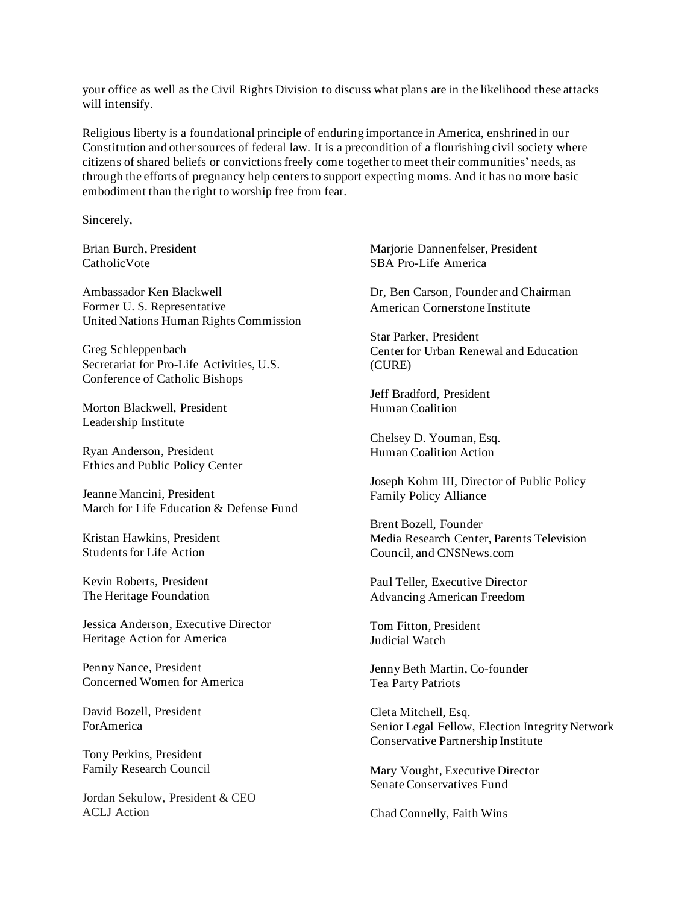your office as well as the Civil Rights Division to discuss what plans are in the likelihood these attacks will intensify.

Religious liberty is a foundational principle of enduring importance in America, enshrined in our Constitution and other sources of federal law. It is a precondition of a flourishing civil society where citizens of shared beliefs or convictions freely come together to meet their communities' needs, as through the efforts of pregnancy help centers to support expecting moms. And it has no more basic embodiment than the right to worship free from fear.

Sincerely,

Brian Burch, President
CatholicVote

Ambassador Ken Blackwell
Former U. S. Representative
United Nations Human Rights Commission

Greg Schleppenbach
Secretariat for Pro-Life Activities, U.S. Conference of Catholic Bishops

Morton Blackwell, President
Leadership Institute

Ryan Anderson, President
Ethics and Public Policy Center

Jeanne Mancini, President
March for Life Education & Defense Fund

Kristan Hawkins, President
Students for Life Action

Kevin Roberts, President
The Heritage Foundation

Jessica Anderson, Executive Director
Heritage Action for America

Penny Nance, President
Concerned Women for America

David Bozell, President
ForAmerica

Tony Perkins, President
Family Research Council

Jordan Sekulow, President & CEO
ACLJ Action

Marjorie Dannenfelser, President
SBA Pro-Life America

Dr, Ben Carson, Founder and Chairman
American Cornerstone Institute

Star Parker, President
Center for Urban Renewal and Education (CURE)

Jeff Bradford, President
Human Coalition

Chelsey D. Youman, Esq.
Human Coalition Action

Joseph Kohm III, Director of Public Policy
Family Policy Alliance

Brent Bozell, Founder
Media Research Center, Parents Television Council, and CNSNews.com

Paul Teller, Executive Director
Advancing American Freedom

Tom Fitton, President
Judicial Watch

Jenny Beth Martin, Co-founder
Tea Party Patriots

Cleta Mitchell, Esq.
Senior Legal Fellow, Election Integrity Network
Conservative Partnership Institute

Mary Vought, Executive Director
Senate Conservatives Fund

Chad Connelly, Faith Wins